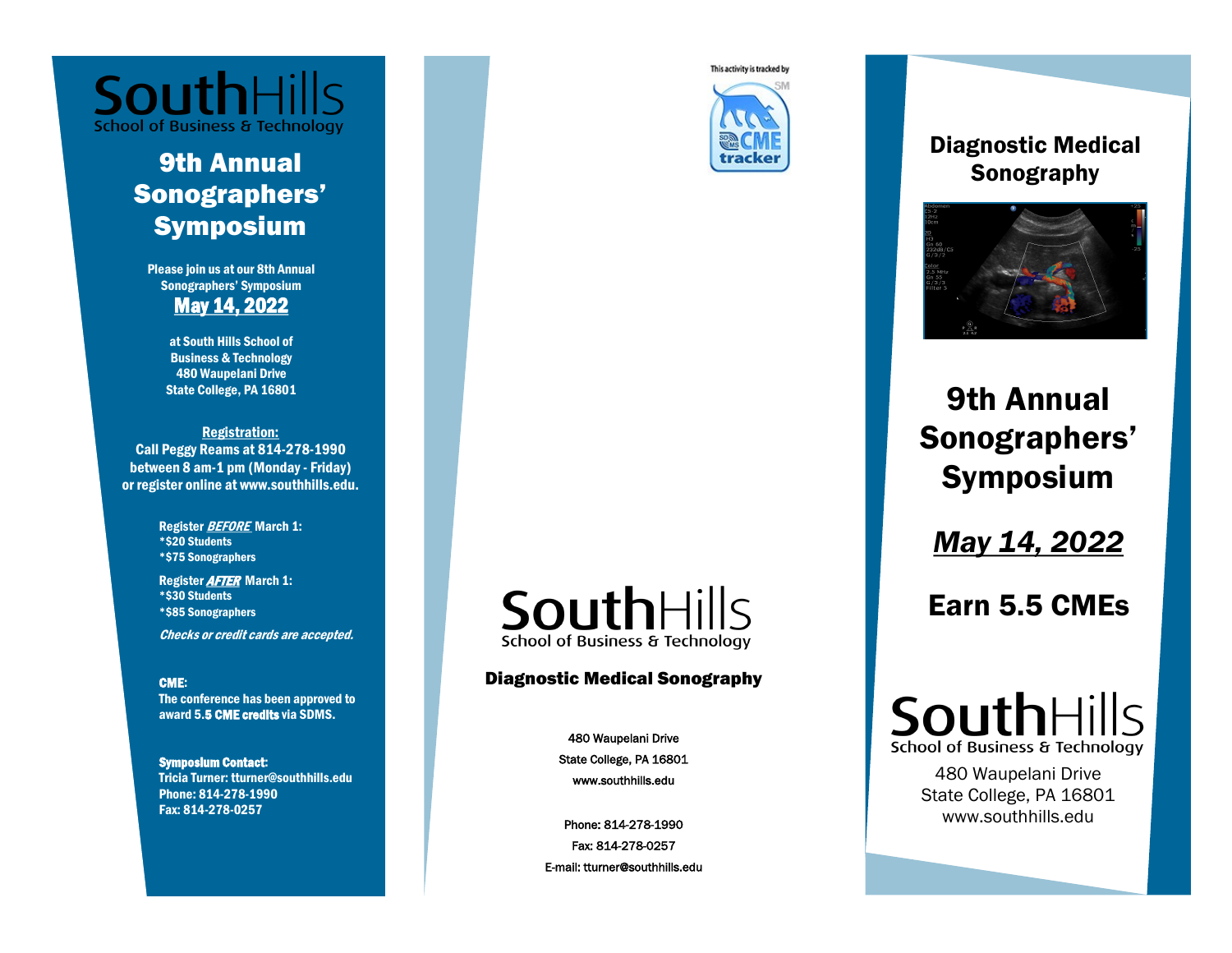# SouthHills
School of Business & Technology

## 9th Annual Sonographers' Symposium

Please join us at our 8th Annual Sonographers' Symposium

**May 14, 2022**

at South Hills School of Business & Technology
480 Waupelani Drive
State College, PA 16801

**Registration:**
Call Peggy Reams at 814-278-1990 between 8 am-1 pm (Monday - Friday) or register online at www.southhills.edu.

Register ***BEFORE*** March 1:
*$20 Students
*$75 Sonographers

Register ***AFTER*** March 1:
*$30 Students
*$85 Sonographers

*Checks or credit cards are accepted.*

**CME:**
The conference has been approved to award 5.5 **CME credits** via SDMS.

**Symposium Contact:**
Tricia Turner: tturner@southhills.edu
Phone: 814-278-1990
Fax: 814-278-0257

This activity is tracked by SDMS CME tracker SM

# SouthHills
School of Business & Technology

**Diagnostic Medical Sonography**

480 Waupelani Drive
State College, PA 16801
www.southhills.edu

Phone: 814-278-1990
Fax: 814-278-0257
E-mail: tturner@southhills.edu

## Diagnostic Medical Sonography

## 9th Annual Sonographers' Symposium

***May 14, 2022***

**Earn 5.5 CMEs**

# SouthHills
School of Business & Technology

480 Waupelani Drive
State College, PA 16801
www.southhills.edu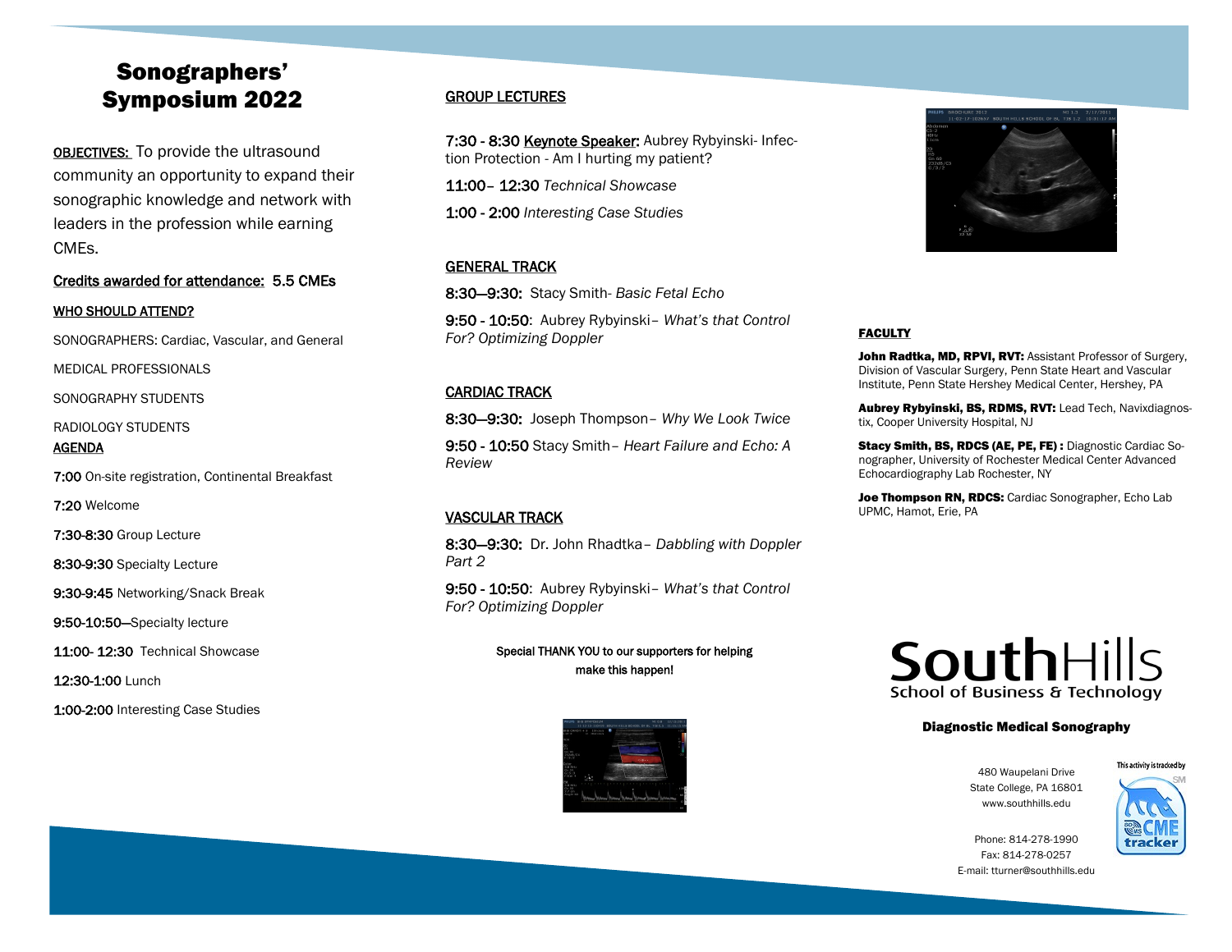# Sonographers' Symposium 2022

**OBJECTIVES:** To provide the ultrasound community an opportunity to expand their sonographic knowledge and network with leaders in the profession while earning CMEs.

**Credits awarded for attendance: 5.5 CMEs**

**WHO SHOULD ATTEND?**

SONOGRAPHERS: Cardiac, Vascular, and General

MEDICAL PROFESSIONALS

SONOGRAPHY STUDENTS

RADIOLOGY STUDENTS

**AGENDA**

7:00 On-site registration, Continental Breakfast

7:20 Welcome

7:30-8:30 Group Lecture

8:30-9:30 Specialty Lecture

9:30-9:45 Networking/Snack Break

9:50-10:50—Specialty lecture

11:00- 12:30 Technical Showcase

12:30-1:00 Lunch

1:00-2:00 Interesting Case Studies

**GROUP LECTURES**

7:30 - 8:30 Keynote Speaker: Aubrey Rybyinski- Infection Protection - Am I hurting my patient?

11:00– 12:30 *Technical Showcase*

1:00 - 2:00 *Interesting Case Studies*

**GENERAL TRACK**

8:30—9:30: Stacy Smith- *Basic Fetal Echo*

9:50 - 10:50: Aubrey Rybyinski– *What's that Control For? Optimizing Doppler*

**CARDIAC TRACK**

8:30—9:30: Joseph Thompson– *Why We Look Twice*

9:50 - 10:50 Stacy Smith– *Heart Failure and Echo: A Review*

**VASCULAR TRACK**

8:30—9:30: Dr. John Rhadtka– *Dabbling with Doppler Part 2*

9:50 - 10:50: Aubrey Rybyinski– *What's that Control For? Optimizing Doppler*

Special THANK YOU to our supporters for helping make this happen!

**FACULTY**

**John Radtka, MD, RPVI, RVT:** Assistant Professor of Surgery, Division of Vascular Surgery, Penn State Heart and Vascular Institute, Penn State Hershey Medical Center, Hershey, PA

**Aubrey Rybyinski, BS, RDMS, RVT:** Lead Tech, Navixdiagnostix, Cooper University Hospital, NJ

**Stacy Smith, BS, RDCS (AE, PE, FE) :** Diagnostic Cardiac Sonographer, University of Rochester Medical Center Advanced Echocardiography Lab Rochester, NY

**Joe Thompson RN, RDCS:** Cardiac Sonographer, Echo Lab UPMC, Hamot, Erie, PA

SouthHills School of Business & Technology

**Diagnostic Medical Sonography**

480 Waupelani Drive
State College, PA 16801
www.southhills.edu

Phone: 814-278-1990
Fax: 814-278-0257
E-mail: tturner@southhills.edu

This activity is tracked by CME tracker